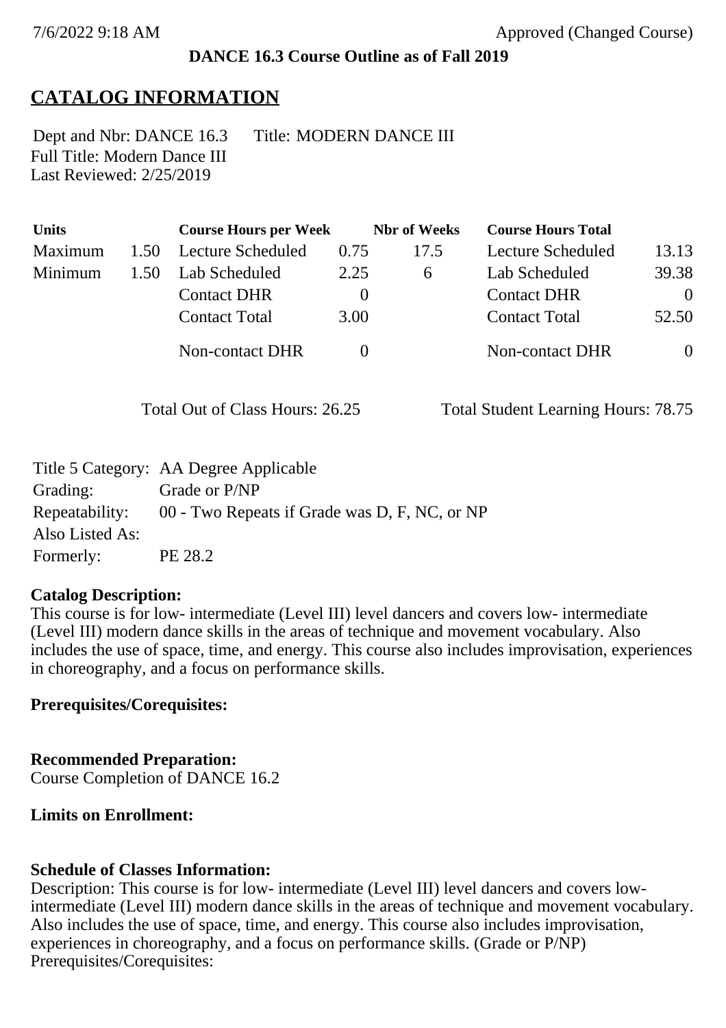7/6/2022 9:18 AM Approved (Changed Course)

**DANCE 16.3 Course Outline as of Fall 2019**

# CATALOG INFORMATION

Dept and Nbr: DANCE 16.3 Title: MODERN DANCE III
Full Title: Modern Dance III
Last Reviewed: 2/25/2019

| Units | | Course Hours per Week | | Nbr of Weeks | Course Hours Total | |
|---|---|---|---|---|---|---|
| Maximum | 1.50 | Lecture Scheduled | 0.75 | 17.5 | Lecture Scheduled | 13.13 |
| Minimum | 1.50 | Lab Scheduled | 2.25 | 6 | Lab Scheduled | 39.38 |
| | | Contact DHR | 0 | | Contact DHR | 0 |
| | | Contact Total | 3.00 | | Contact Total | 52.50 |
| | | Non-contact DHR | 0 | | Non-contact DHR | 0 |

Total Out of Class Hours: 26.25 Total Student Learning Hours: 78.75

Title 5 Category: AA Degree Applicable
Grading: Grade or P/NP
Repeatability: 00 - Two Repeats if Grade was D, F, NC, or NP
Also Listed As:
Formerly: PE 28.2

**Catalog Description:**
This course is for low- intermediate (Level III) level dancers and covers low- intermediate (Level III) modern dance skills in the areas of technique and movement vocabulary. Also includes the use of space, time, and energy. This course also includes improvisation, experiences in choreography, and a focus on performance skills.

**Prerequisites/Corequisites:**

**Recommended Preparation:**
Course Completion of DANCE 16.2

**Limits on Enrollment:**

**Schedule of Classes Information:**
Description: This course is for low- intermediate (Level III) level dancers and covers low- intermediate (Level III) modern dance skills in the areas of technique and movement vocabulary. Also includes the use of space, time, and energy. This course also includes improvisation, experiences in choreography, and a focus on performance skills. (Grade or P/NP)
Prerequisites/Corequisites: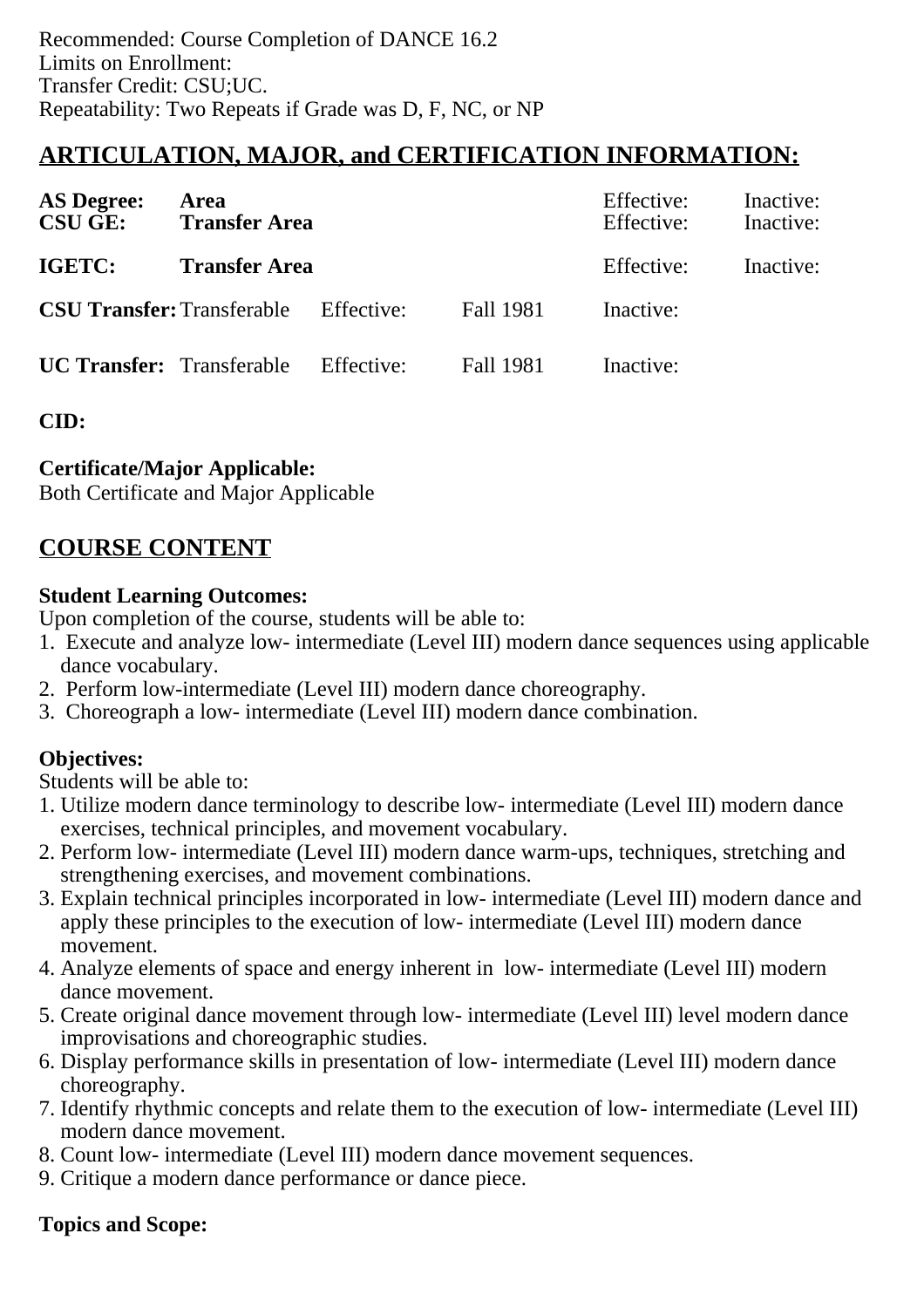Recommended: Course Completion of DANCE 16.2
Limits on Enrollment:
Transfer Credit: CSU;UC.
Repeatability: Two Repeats if Grade was D, F, NC, or NP

## ARTICULATION, MAJOR, and CERTIFICATION INFORMATION:

| | | | | | |
|---|---|---|---|---|---|
| **AS Degree:** | **Area** | | | Effective: | Inactive: |
| **CSU GE:** | **Transfer Area** | | | Effective: | Inactive: |
| **IGETC:** | **Transfer Area** | | | Effective: | Inactive: |
| **CSU Transfer:** | Transferable | Effective: | Fall 1981 | Inactive: | |
| **UC Transfer:** | Transferable | Effective: | Fall 1981 | Inactive: | |

**CID:**

**Certificate/Major Applicable:**
Both Certificate and Major Applicable

## COURSE CONTENT

**Student Learning Outcomes:**
Upon completion of the course, students will be able to:

1. Execute and analyze low- intermediate (Level III) modern dance sequences using applicable dance vocabulary.
2. Perform low-intermediate (Level III) modern dance choreography.
3. Choreograph a low- intermediate (Level III) modern dance combination.

**Objectives:**
Students will be able to:

1. Utilize modern dance terminology to describe low- intermediate (Level III) modern dance exercises, technical principles, and movement vocabulary.
2. Perform low- intermediate (Level III) modern dance warm-ups, techniques, stretching and strengthening exercises, and movement combinations.
3. Explain technical principles incorporated in low- intermediate (Level III) modern dance and apply these principles to the execution of low- intermediate (Level III) modern dance movement.
4. Analyze elements of space and energy inherent in low- intermediate (Level III) modern dance movement.
5. Create original dance movement through low- intermediate (Level III) level modern dance improvisations and choreographic studies.
6. Display performance skills in presentation of low- intermediate (Level III) modern dance choreography.
7. Identify rhythmic concepts and relate them to the execution of low- intermediate (Level III) modern dance movement.
8. Count low- intermediate (Level III) modern dance movement sequences.
9. Critique a modern dance performance or dance piece.

**Topics and Scope:**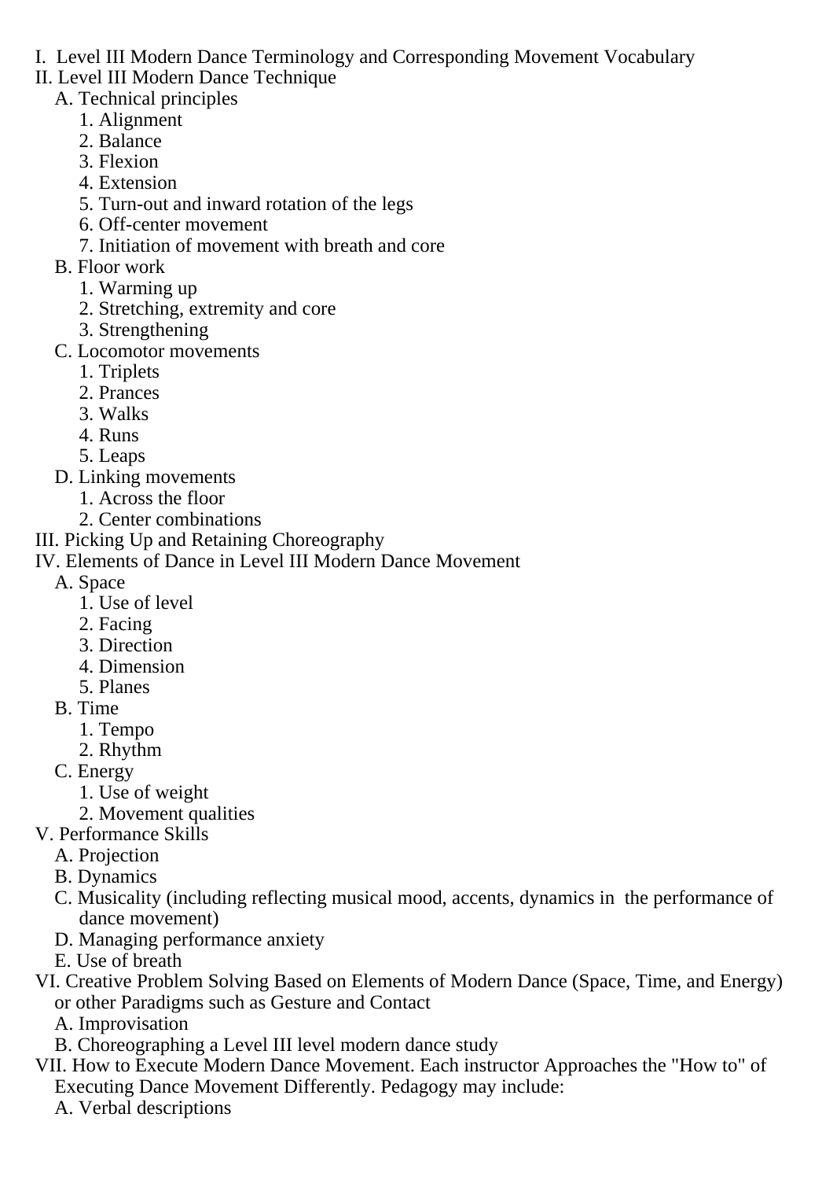I. Level III Modern Dance Terminology and Corresponding Movement Vocabulary

II. Level III Modern Dance Technique

- A. Technical principles
  1. Alignment
  2. Balance
  3. Flexion
  4. Extension
  5. Turn-out and inward rotation of the legs
  6. Off-center movement
  7. Initiation of movement with breath and core
- B. Floor work
  1. Warming up
  2. Stretching, extremity and core
  3. Strengthening
- C. Locomotor movements
  1. Triplets
  2. Prances
  3. Walks
  4. Runs
  5. Leaps
- D. Linking movements
  1. Across the floor
  2. Center combinations

III. Picking Up and Retaining Choreography

IV. Elements of Dance in Level III Modern Dance Movement

- A. Space
  1. Use of level
  2. Facing
  3. Direction
  4. Dimension
  5. Planes
- B. Time
  1. Tempo
  2. Rhythm
- C. Energy
  1. Use of weight
  2. Movement qualities

V. Performance Skills

- A. Projection
- B. Dynamics
- C. Musicality (including reflecting musical mood, accents, dynamics in the performance of dance movement)
- D. Managing performance anxiety
- E. Use of breath

VI. Creative Problem Solving Based on Elements of Modern Dance (Space, Time, and Energy) or other Paradigms such as Gesture and Contact

- A. Improvisation
- B. Choreographing a Level III level modern dance study

VII. How to Execute Modern Dance Movement. Each instructor Approaches the "How to" of Executing Dance Movement Differently. Pedagogy may include:

- A. Verbal descriptions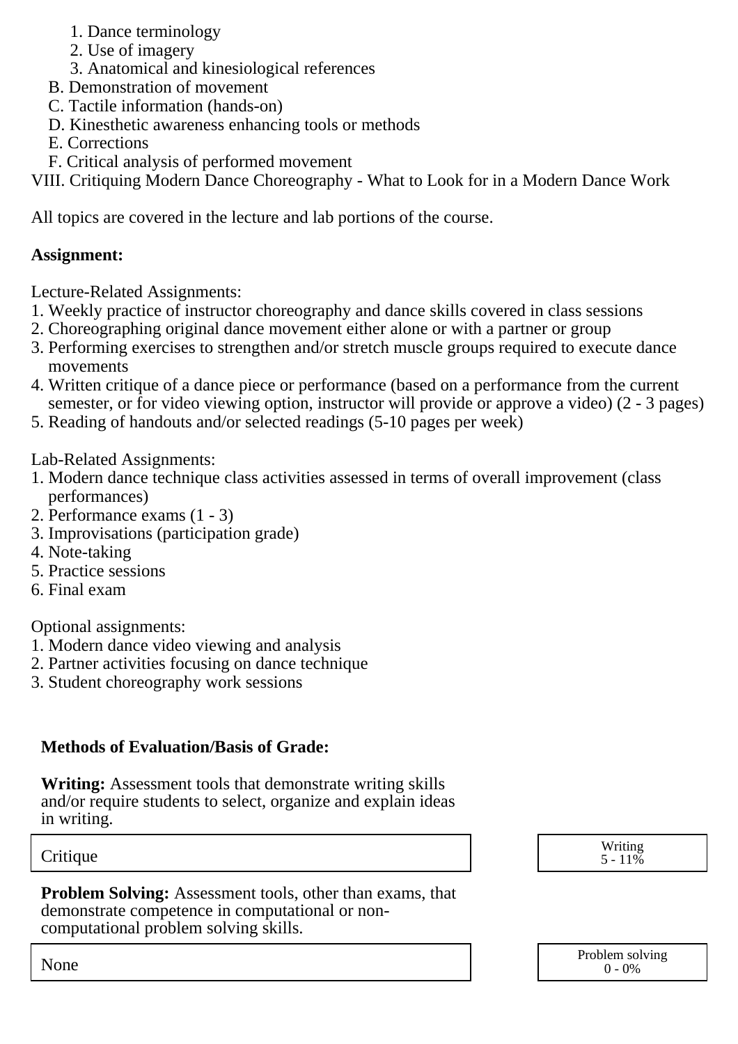1. Dance terminology
      2. Use of imagery
      3. Anatomical and kinesiological references
   B. Demonstration of movement
   C. Tactile information (hands-on)
   D. Kinesthetic awareness enhancing tools or methods
   E. Corrections
   F. Critical analysis of performed movement

VIII. Critiquing Modern Dance Choreography - What to Look for in a Modern Dance Work

All topics are covered in the lecture and lab portions of the course.

**Assignment:**

Lecture-Related Assignments:

1. Weekly practice of instructor choreography and dance skills covered in class sessions
2. Choreographing original dance movement either alone or with a partner or group
3. Performing exercises to strengthen and/or stretch muscle groups required to execute dance movements
4. Written critique of a dance piece or performance (based on a performance from the current semester, or for video viewing option, instructor will provide or approve a video) (2 - 3 pages)
5. Reading of handouts and/or selected readings (5-10 pages per week)

Lab-Related Assignments:

1. Modern dance technique class activities assessed in terms of overall improvement (class performances)
2. Performance exams (1 - 3)
3. Improvisations (participation grade)
4. Note-taking
5. Practice sessions
6. Final exam

Optional assignments:

1. Modern dance video viewing and analysis
2. Partner activities focusing on dance technique
3. Student choreography work sessions

**Methods of Evaluation/Basis of Grade:**

**Writing:** Assessment tools that demonstrate writing skills and/or require students to select, organize and explain ideas in writing.

| Critique | Writing<br>5 - 11% |
|---|---|

**Problem Solving:** Assessment tools, other than exams, that demonstrate competence in computational or non-computational problem solving skills.

| None | Problem solving<br>0 - 0% |
|---|---|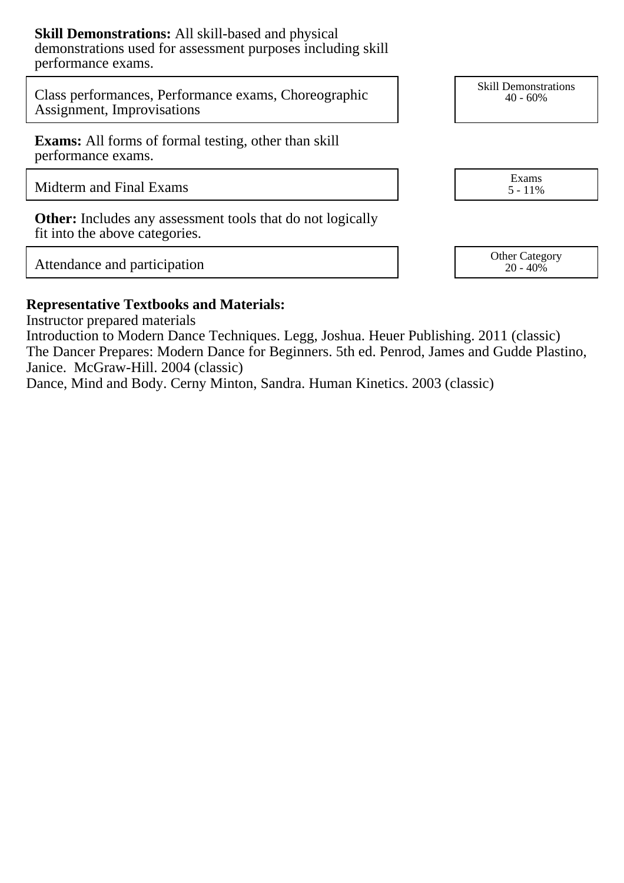**Skill Demonstrations:** All skill-based and physical demonstrations used for assessment purposes including skill performance exams.

| | |
|---|---|
| Class performances, Performance exams, Choreographic Assignment, Improvisations | Skill Demonstrations 40 - 60% |

**Exams:** All forms of formal testing, other than skill performance exams.

| | |
|---|---|
| Midterm and Final Exams | Exams 5 - 11% |

**Other:** Includes any assessment tools that do not logically fit into the above categories.

| | |
|---|---|
| Attendance and participation | Other Category 20 - 40% |

**Representative Textbooks and Materials:**

Instructor prepared materials
Introduction to Modern Dance Techniques. Legg, Joshua. Heuer Publishing. 2011 (classic)
The Dancer Prepares: Modern Dance for Beginners. 5th ed. Penrod, James and Gudde Plastino, Janice. McGraw-Hill. 2004 (classic)
Dance, Mind and Body. Cerny Minton, Sandra. Human Kinetics. 2003 (classic)